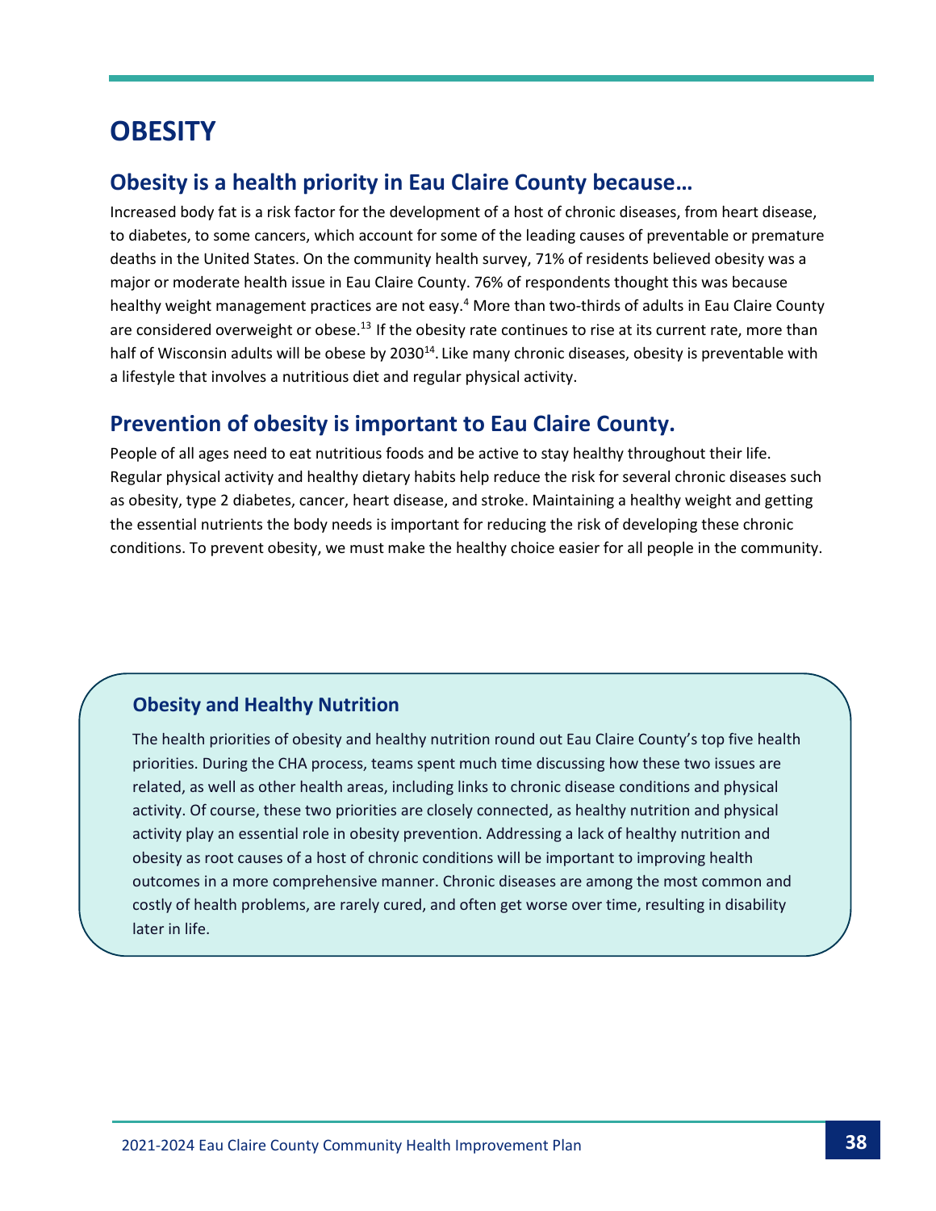# OBESITY

## Obesity is a health priority in Eau Claire County because…

Increased body fat is a risk factor for the development of a host of chronic diseases, from heart disease, to diabetes, to some cancers, which account for some of the leading causes of preventable or premature deaths in the United States. On the community health survey, 71% of residents believed obesity was a major or moderate health issue in Eau Claire County. 76% of respondents thought this was because healthy weight management practices are not easy.[4] More than two-thirds of adults in Eau Claire County are considered overweight or obese.[13] If the obesity rate continues to rise at its current rate, more than half of Wisconsin adults will be obese by 2030[14]. Like many chronic diseases, obesity is preventable with a lifestyle that involves a nutritious diet and regular physical activity.

## Prevention of obesity is important to Eau Claire County.

People of all ages need to eat nutritious foods and be active to stay healthy throughout their life. Regular physical activity and healthy dietary habits help reduce the risk for several chronic diseases such as obesity, type 2 diabetes, cancer, heart disease, and stroke. Maintaining a healthy weight and getting the essential nutrients the body needs is important for reducing the risk of developing these chronic conditions. To prevent obesity, we must make the healthy choice easier for all people in the community.

### Obesity and Healthy Nutrition

The health priorities of obesity and healthy nutrition round out Eau Claire County's top five health priorities. During the CHA process, teams spent much time discussing how these two issues are related, as well as other health areas, including links to chronic disease conditions and physical activity. Of course, these two priorities are closely connected, as healthy nutrition and physical activity play an essential role in obesity prevention. Addressing a lack of healthy nutrition and obesity as root causes of a host of chronic conditions will be important to improving health outcomes in a more comprehensive manner. Chronic diseases are among the most common and costly of health problems, are rarely cured, and often get worse over time, resulting in disability later in life.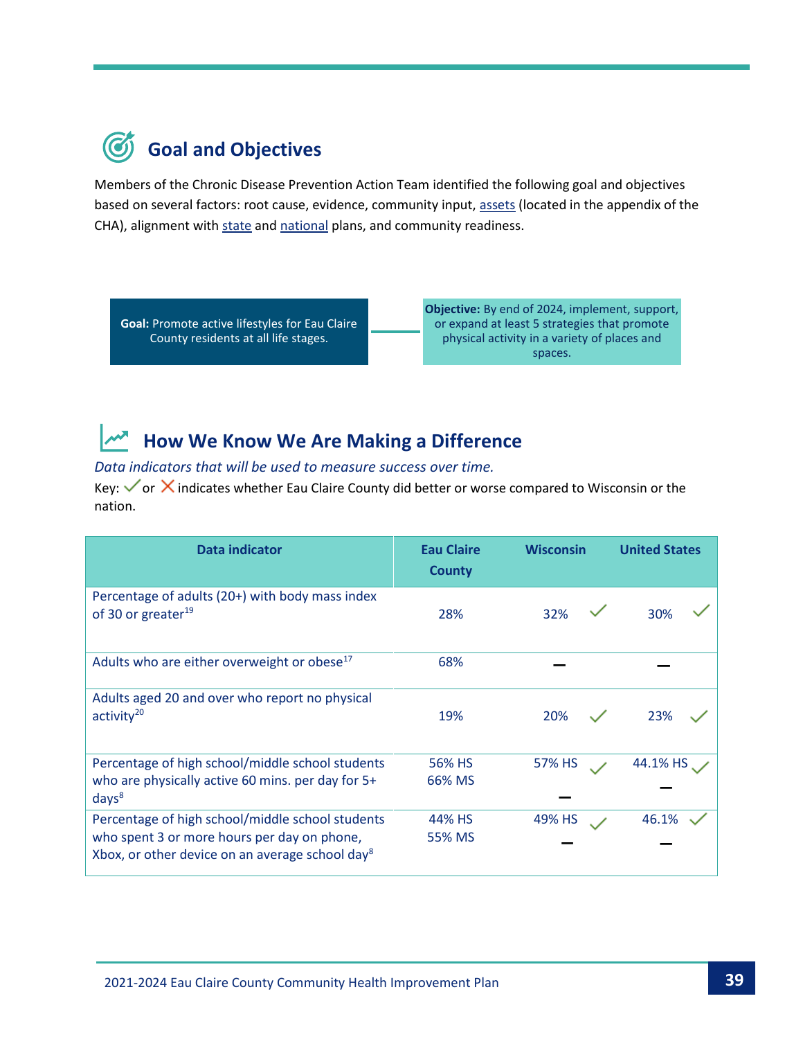## Goal and Objectives

Members of the Chronic Disease Prevention Action Team identified the following goal and objectives based on several factors: root cause, evidence, community input, assets (located in the appendix of the CHA), alignment with state and national plans, and community readiness.

**Goal:** Promote active lifestyles for Eau Claire County residents at all life stages.

**Objective:** By end of 2024, implement, support, or expand at least 5 strategies that promote physical activity in a variety of places and spaces.

## How We Know We Are Making a Difference

*Data indicators that will be used to measure success over time.*

Key: ✓ or ✗ indicates whether Eau Claire County did better or worse compared to Wisconsin or the nation.

| Data indicator | Eau Claire County | Wisconsin | United States |
|---|---|---|---|
| Percentage of adults (20+) with body mass index of 30 or greater[19] | 28% | 32% ✓ | 30% ✓ |
| Adults who are either overweight or obese[17] | 68% | – | – |
| Adults aged 20 and over who report no physical activity[20] | 19% | 20% ✓ | 23% ✓ |
| Percentage of high school/middle school students who are physically active 60 mins. per day for 5+ days[8] | 56% HS<br>66% MS | 57% HS ✓<br>– | 44.1% HS ✓<br>– |
| Percentage of high school/middle school students who spent 3 or more hours per day on phone, Xbox, or other device on an average school day[8] | 44% HS<br>55% MS | 49% HS ✓<br>– | 46.1% ✓<br>– |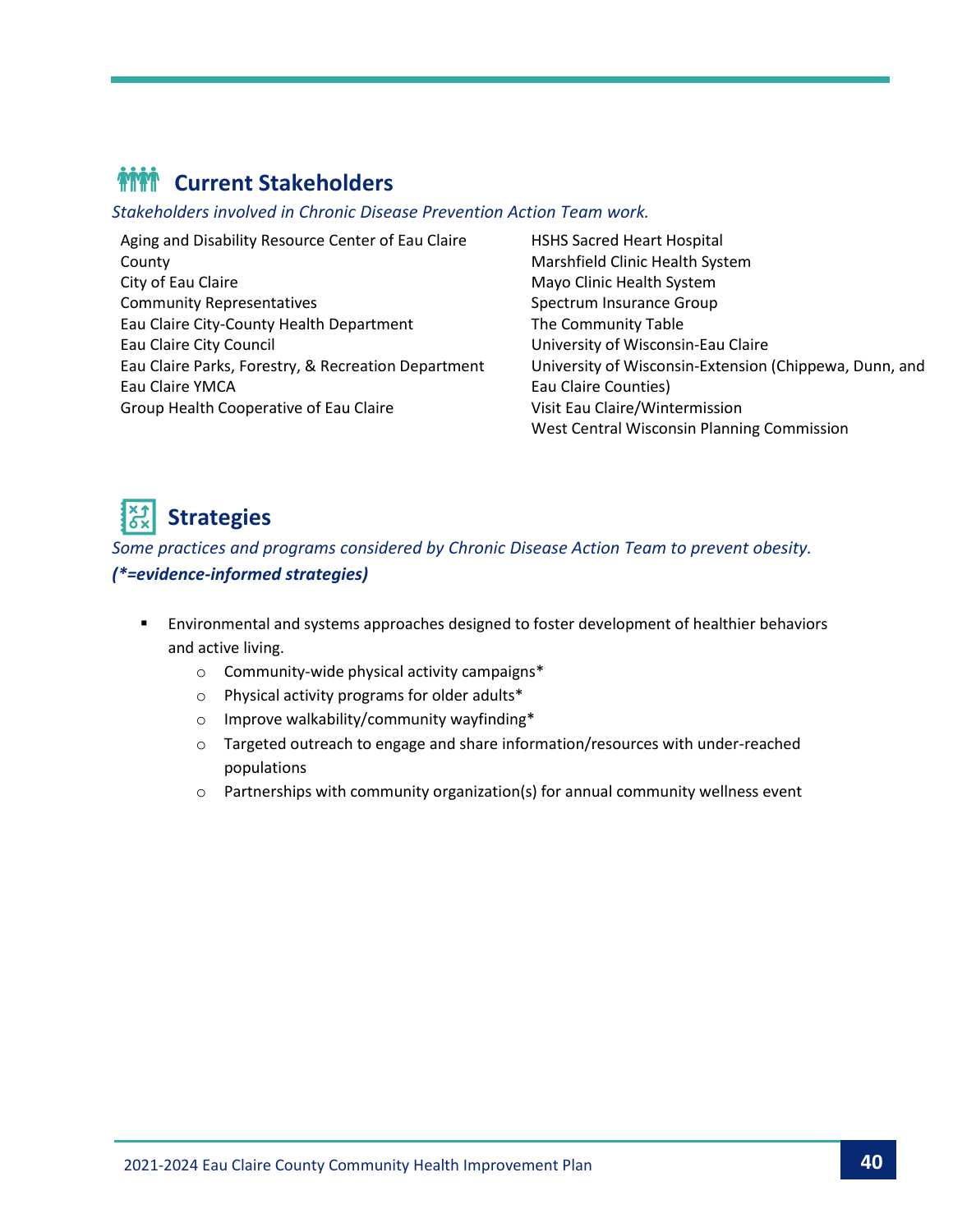## Current Stakeholders

*Stakeholders involved in Chronic Disease Prevention Action Team work.*

Aging and Disability Resource Center of Eau Claire County
City of Eau Claire
Community Representatives
Eau Claire City-County Health Department
Eau Claire City Council
Eau Claire Parks, Forestry, & Recreation Department
Eau Claire YMCA
Group Health Cooperative of Eau Claire
HSHS Sacred Heart Hospital
Marshfield Clinic Health System
Mayo Clinic Health System
Spectrum Insurance Group
The Community Table
University of Wisconsin-Eau Claire
University of Wisconsin-Extension (Chippewa, Dunn, and Eau Claire Counties)
Visit Eau Claire/Wintermission
West Central Wisconsin Planning Commission

## Strategies

*Some practices and programs considered by Chronic Disease Action Team to prevent obesity.*
***(*=evidence-informed strategies)***

- Environmental and systems approaches designed to foster development of healthier behaviors and active living.
  - Community-wide physical activity campaigns*
  - Physical activity programs for older adults*
  - Improve walkability/community wayfinding*
  - Targeted outreach to engage and share information/resources with under-reached populations
  - Partnerships with community organization(s) for annual community wellness event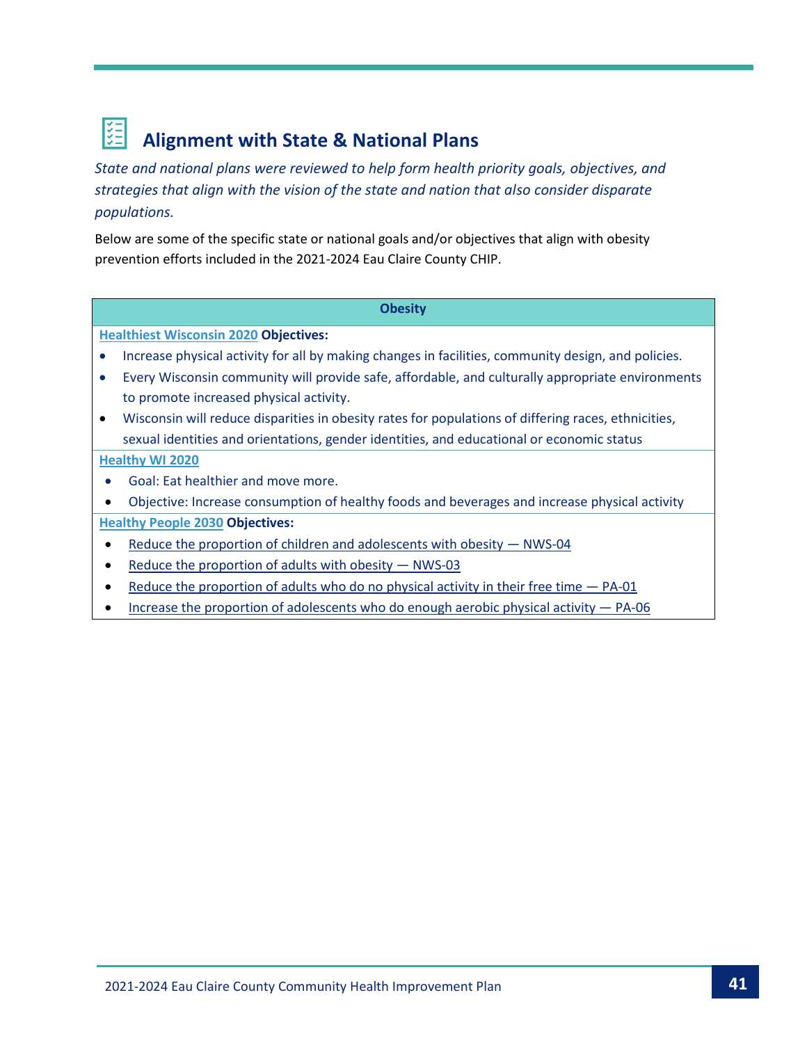## Alignment with State & National Plans

*State and national plans were reviewed to help form health priority goals, objectives, and strategies that align with the vision of the state and nation that also consider disparate populations.*

Below are some of the specific state or national goals and/or objectives that align with obesity prevention efforts included in the 2021-2024 Eau Claire County CHIP.

| Obesity |
| --- |
| **Healthiest Wisconsin 2020 Objectives:**<br>• Increase physical activity for all by making changes in facilities, community design, and policies.<br>• Every Wisconsin community will provide safe, affordable, and culturally appropriate environments to promote increased physical activity.<br>• Wisconsin will reduce disparities in obesity rates for populations of differing races, ethnicities, sexual identities and orientations, gender identities, and educational or economic status |
| **Healthy WI 2020**<br>• Goal: Eat healthier and move more.<br>• Objective: Increase consumption of healthy foods and beverages and increase physical activity |
| **Healthy People 2030 Objectives:**<br>• Reduce the proportion of children and adolescents with obesity — NWS-04<br>• Reduce the proportion of adults with obesity — NWS-03<br>• Reduce the proportion of adults who do no physical activity in their free time — PA-01<br>• Increase the proportion of adolescents who do enough aerobic physical activity — PA-06 |